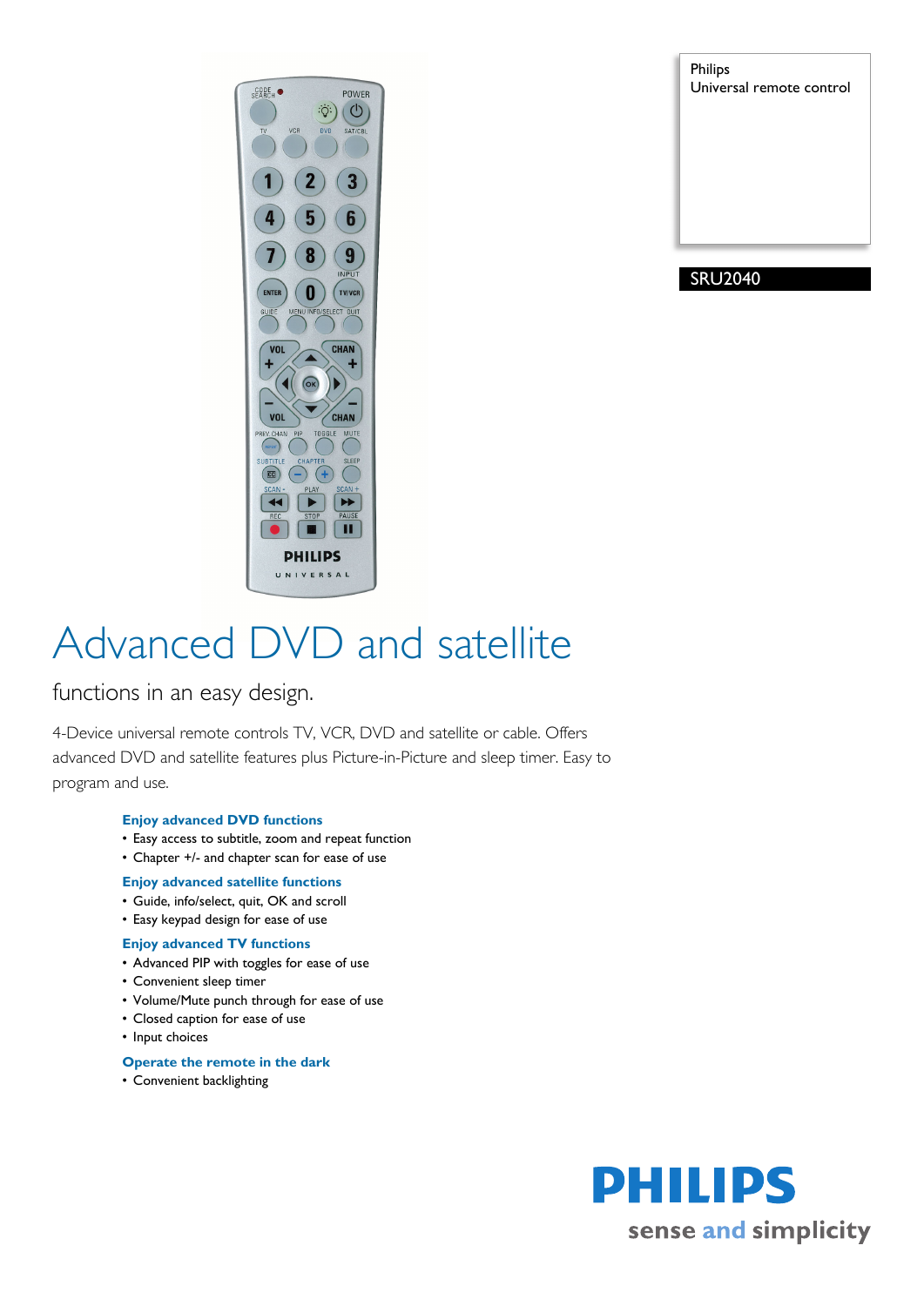Philips
Universal remote control

SRU2040

# Advanced DVD and satellite

## functions in an easy design.

4-Device universal remote controls TV, VCR, DVD and satellite or cable. Offers advanced DVD and satellite features plus Picture-in-Picture and sleep timer. Easy to program and use.

**Enjoy advanced DVD functions**
- Easy access to subtitle, zoom and repeat function
- Chapter +/- and chapter scan for ease of use

**Enjoy advanced satellite functions**
- Guide, info/select, quit, OK and scroll
- Easy keypad design for ease of use

**Enjoy advanced TV functions**
- Advanced PIP with toggles for ease of use
- Convenient sleep timer
- Volume/Mute punch through for ease of use
- Closed caption for ease of use
- Input choices

**Operate the remote in the dark**
- Convenient backlighting

PHILIPS
sense and simplicity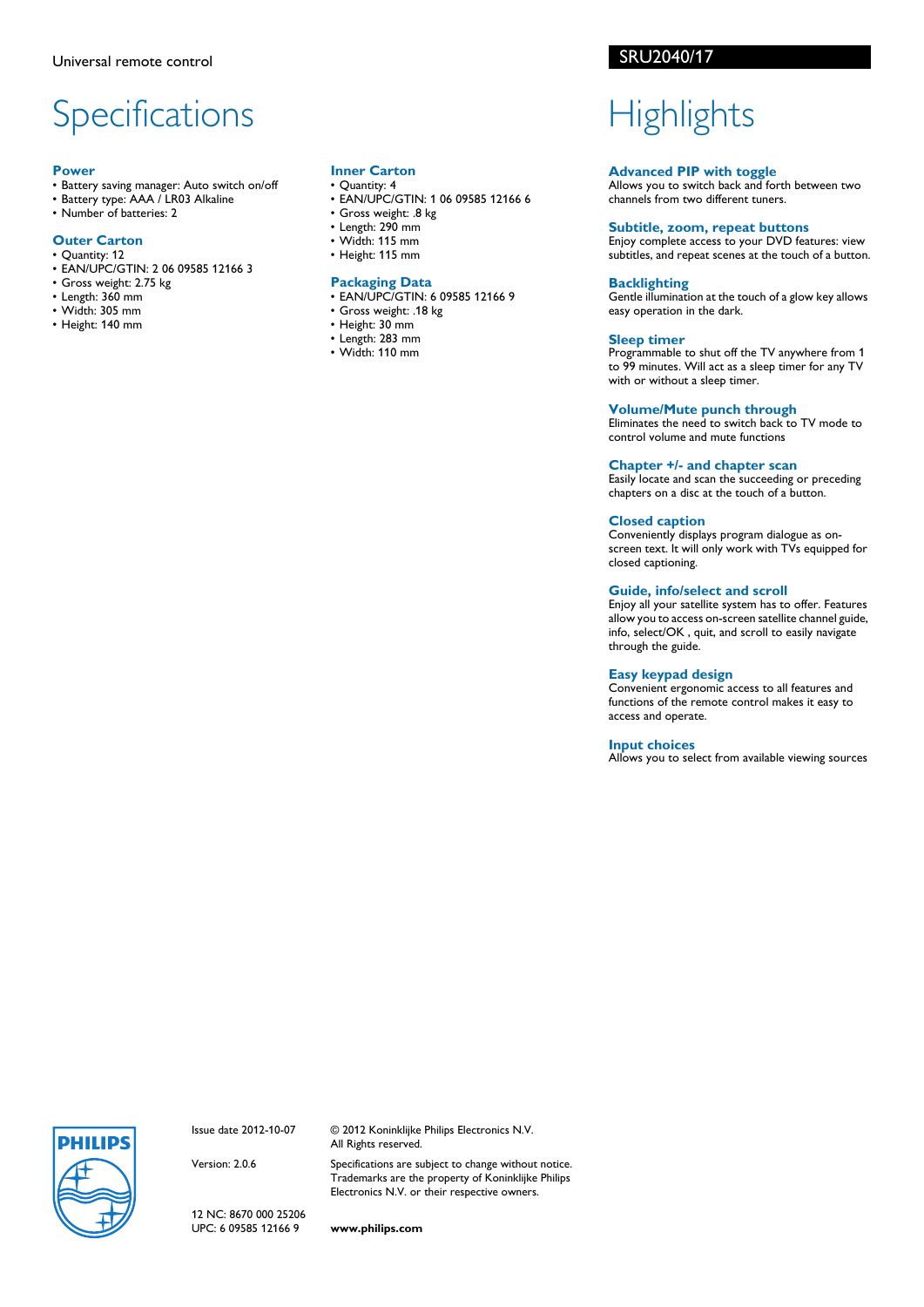Universal remote control

SRU2040/17

# Specifications

## Power

- Battery saving manager: Auto switch on/off
- Battery type: AAA / LR03 Alkaline
- Number of batteries: 2

## Outer Carton

- Quantity: 12
- EAN/UPC/GTIN: 2 06 09585 12166 3
- Gross weight: 2.75 kg
- Length: 360 mm
- Width: 305 mm
- Height: 140 mm

## Inner Carton

- Quantity: 4
- EAN/UPC/GTIN: 1 06 09585 12166 6
- Gross weight: .8 kg
- Length: 290 mm
- Width: 115 mm
- Height: 115 mm

## Packaging Data

- EAN/UPC/GTIN: 6 09585 12166 9
- Gross weight: .18 kg
- Height: 30 mm
- Length: 283 mm
- Width: 110 mm

# Highlights

## Advanced PIP with toggle

Allows you to switch back and forth between two channels from two different tuners.

## Subtitle, zoom, repeat buttons

Enjoy complete access to your DVD features: view subtitles, and repeat scenes at the touch of a button.

## Backlighting

Gentle illumination at the touch of a glow key allows easy operation in the dark.

## Sleep timer

Programmable to shut off the TV anywhere from 1 to 99 minutes. Will act as a sleep timer for any TV with or without a sleep timer.

## Volume/Mute punch through

Eliminates the need to switch back to TV mode to control volume and mute functions

## Chapter +/- and chapter scan

Easily locate and scan the succeeding or preceding chapters on a disc at the touch of a button.

## Closed caption

Conveniently displays program dialogue as on-screen text. It will only work with TVs equipped for closed captioning.

## Guide, info/select and scroll

Enjoy all your satellite system has to offer. Features allow you to access on-screen satellite channel guide, info, select/OK , quit, and scroll to easily navigate through the guide.

## Easy keypad design

Convenient ergonomic access to all features and functions of the remote control makes it easy to access and operate.

## Input choices

Allows you to select from available viewing sources

Issue date 2012-10-07

Version: 2.0.6

12 NC: 8670 000 25206
UPC: 6 09585 12166 9

© 2012 Koninklijke Philips Electronics N.V.
All Rights reserved.

Specifications are subject to change without notice. Trademarks are the property of Koninklijke Philips Electronics N.V. or their respective owners.

**www.philips.com**